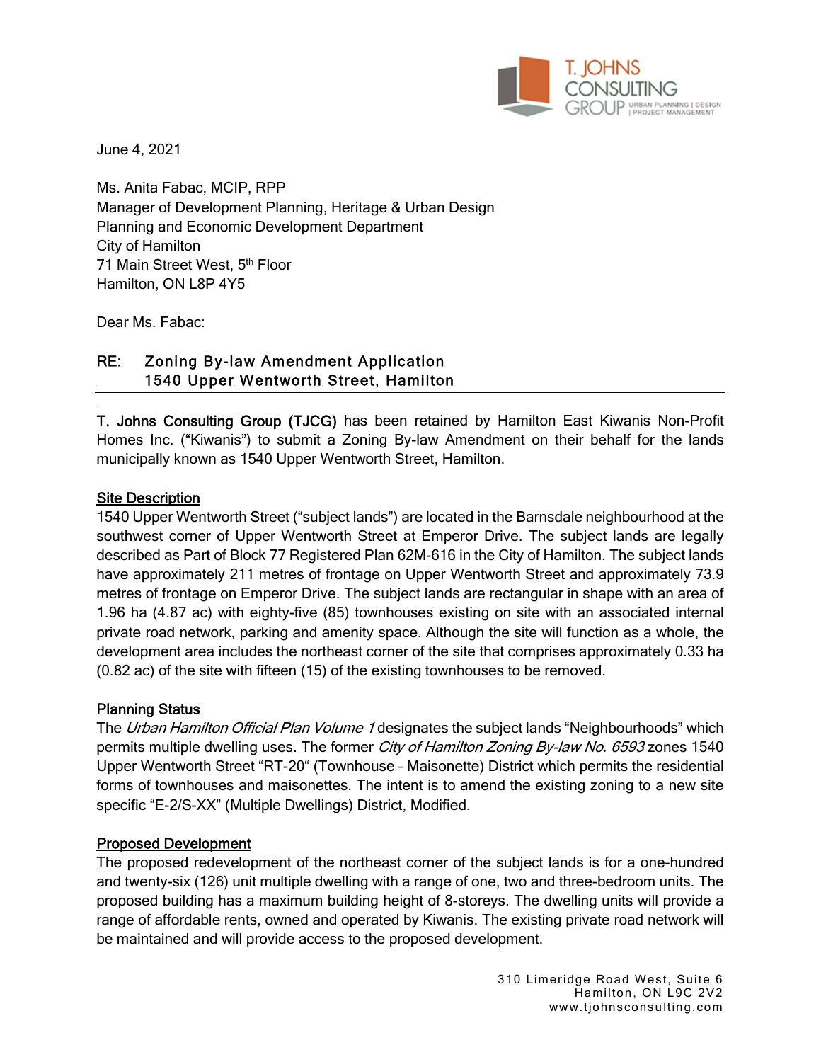June 4, 2021

Ms. Anita Fabac, MCIP, RPP
Manager of Development Planning, Heritage & Urban Design
Planning and Economic Development Department
City of Hamilton
71 Main Street West, 5th Floor
Hamilton, ON L8P 4Y5

Dear Ms. Fabac:

**RE: Zoning By-law Amendment Application**
**1540 Upper Wentworth Street, Hamilton**

**T. Johns Consulting Group (TJCG)** has been retained by Hamilton East Kiwanis Non-Profit Homes Inc. ("Kiwanis") to submit a Zoning By-law Amendment on their behalf for the lands municipally known as 1540 Upper Wentworth Street, Hamilton.

**Site Description**

1540 Upper Wentworth Street ("subject lands") are located in the Barnsdale neighbourhood at the southwest corner of Upper Wentworth Street at Emperor Drive. The subject lands are legally described as Part of Block 77 Registered Plan 62M-616 in the City of Hamilton. The subject lands have approximately 211 metres of frontage on Upper Wentworth Street and approximately 73.9 metres of frontage on Emperor Drive. The subject lands are rectangular in shape with an area of 1.96 ha (4.87 ac) with eighty-five (85) townhouses existing on site with an associated internal private road network, parking and amenity space. Although the site will function as a whole, the development area includes the northeast corner of the site that comprises approximately 0.33 ha (0.82 ac) of the site with fifteen (15) of the existing townhouses to be removed.

**Planning Status**

The *Urban Hamilton Official Plan Volume 1* designates the subject lands "Neighbourhoods" which permits multiple dwelling uses. The former *City of Hamilton Zoning By-law No. 6593* zones 1540 Upper Wentworth Street "RT-20" (Townhouse – Maisonette) District which permits the residential forms of townhouses and maisonettes. The intent is to amend the existing zoning to a new site specific "E-2/S-XX" (Multiple Dwellings) District, Modified.

**Proposed Development**

The proposed redevelopment of the northeast corner of the subject lands is for a one-hundred and twenty-six (126) unit multiple dwelling with a range of one, two and three-bedroom units. The proposed building has a maximum building height of 8-storeys. The dwelling units will provide a range of affordable rents, owned and operated by Kiwanis. The existing private road network will be maintained and will provide access to the proposed development.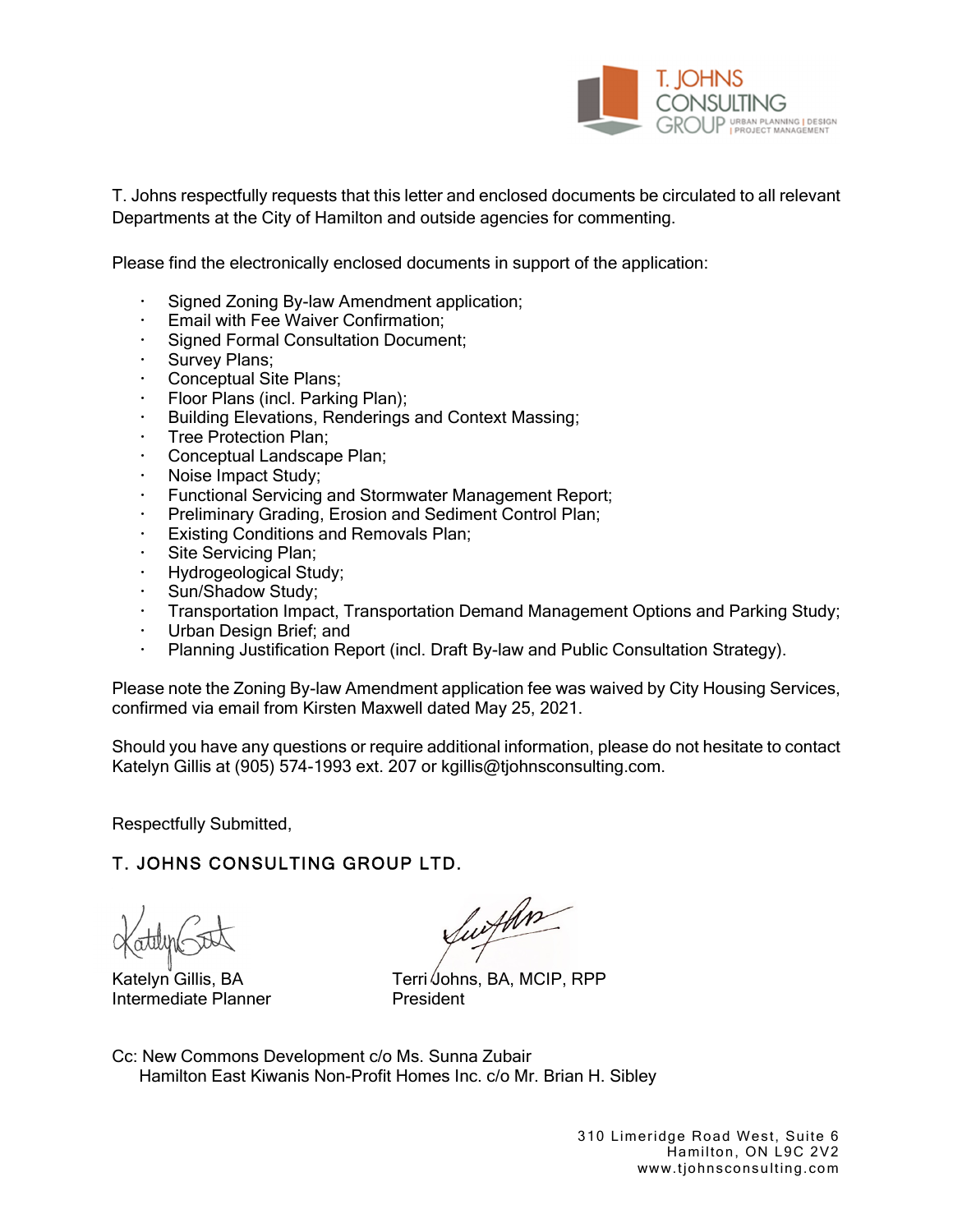T. Johns respectfully requests that this letter and enclosed documents be circulated to all relevant Departments at the City of Hamilton and outside agencies for commenting.

Please find the electronically enclosed documents in support of the application:

- Signed Zoning By-law Amendment application;
- Email with Fee Waiver Confirmation;
- Signed Formal Consultation Document;
- Survey Plans;
- Conceptual Site Plans;
- Floor Plans (incl. Parking Plan);
- Building Elevations, Renderings and Context Massing;
- Tree Protection Plan;
- Conceptual Landscape Plan;
- Noise Impact Study;
- Functional Servicing and Stormwater Management Report;
- Preliminary Grading, Erosion and Sediment Control Plan;
- Existing Conditions and Removals Plan;
- Site Servicing Plan;
- Hydrogeological Study;
- Sun/Shadow Study;
- Transportation Impact, Transportation Demand Management Options and Parking Study;
- Urban Design Brief; and
- Planning Justification Report (incl. Draft By-law and Public Consultation Strategy).

Please note the Zoning By-law Amendment application fee was waived by City Housing Services, confirmed via email from Kirsten Maxwell dated May 25, 2021.

Should you have any questions or require additional information, please do not hesitate to contact Katelyn Gillis at (905) 574-1993 ext. 207 or kgillis@tjohnsconsulting.com.

Respectfully Submitted,

T. JOHNS CONSULTING GROUP LTD.

Katelyn Gillis, BA
Intermediate Planner

Terri Johns, BA, MCIP, RPP
President

Cc: New Commons Development c/o Ms. Sunna Zubair
Hamilton East Kiwanis Non-Profit Homes Inc. c/o Mr. Brian H. Sibley

310 Limeridge Road West, Suite 6
Hamilton, ON L9C 2V2
www.tjohnsconsulting.com